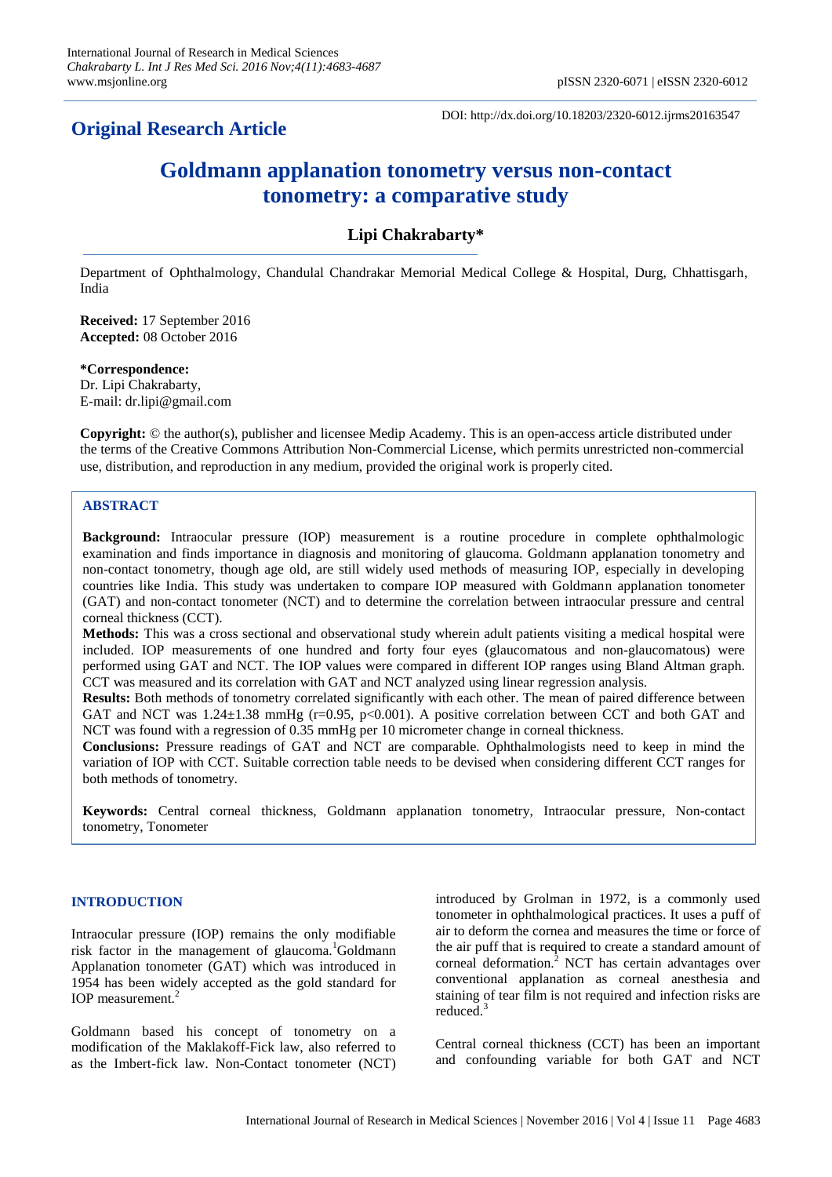## Original Research Article

DOI: http://dx.doi.org/10.18203/2320-6012.ijrms20163547

# Goldmann applanation tonometry versus non-contact tonometry: a comparative study

**Lipi Chakrabarty***

Department of Ophthalmology, Chandulal Chandrakar Memorial Medical College & Hospital, Durg, Chhattisgarh, India

**Received:** 17 September 2016
**Accepted:** 08 October 2016

***Correspondence:**
Dr. Lipi Chakrabarty,
E-mail: dr.lipi@gmail.com

**Copyright:** © the author(s), publisher and licensee Medip Academy. This is an open-access article distributed under the terms of the Creative Commons Attribution Non-Commercial License, which permits unrestricted non-commercial use, distribution, and reproduction in any medium, provided the original work is properly cited.

### ABSTRACT

**Background:** Intraocular pressure (IOP) measurement is a routine procedure in complete ophthalmologic examination and finds importance in diagnosis and monitoring of glaucoma. Goldmann applanation tonometry and non-contact tonometry, though age old, are still widely used methods of measuring IOP, especially in developing countries like India. This study was undertaken to compare IOP measured with Goldmann applanation tonometer (GAT) and non-contact tonometer (NCT) and to determine the correlation between intraocular pressure and central corneal thickness (CCT).

**Methods:** This was a cross sectional and observational study wherein adult patients visiting a medical hospital were included. IOP measurements of one hundred and forty four eyes (glaucomatous and non-glaucomatous) were performed using GAT and NCT. The IOP values were compared in different IOP ranges using Bland Altman graph. CCT was measured and its correlation with GAT and NCT analyzed using linear regression analysis.

**Results:** Both methods of tonometry correlated significantly with each other. The mean of paired difference between GAT and NCT was 1.24±1.38 mmHg ($r=0.95$, $p<0.001$). A positive correlation between CCT and both GAT and NCT was found with a regression of 0.35 mmHg per 10 micrometer change in corneal thickness.

**Conclusions:** Pressure readings of GAT and NCT are comparable. Ophthalmologists need to keep in mind the variation of IOP with CCT. Suitable correction table needs to be devised when considering different CCT ranges for both methods of tonometry.

**Keywords:** Central corneal thickness, Goldmann applanation tonometry, Intraocular pressure, Non-contact tonometry, Tonometer

## INTRODUCTION

Intraocular pressure (IOP) remains the only modifiable risk factor in the management of glaucoma.[1] Goldmann Applanation tonometer (GAT) which was introduced in 1954 has been widely accepted as the gold standard for IOP measurement.[2]

Goldmann based his concept of tonometry on a modification of the Maklakoff-Fick law, also referred to as the Imbert-fick law. Non-Contact tonometer (NCT) introduced by Grolman in 1972, is a commonly used tonometer in ophthalmological practices. It uses a puff of air to deform the cornea and measures the time or force of the air puff that is required to create a standard amount of corneal deformation.[2] NCT has certain advantages over conventional applanation as corneal anesthesia and staining of tear film is not required and infection risks are reduced.[3]

Central corneal thickness (CCT) has been an important and confounding variable for both GAT and NCT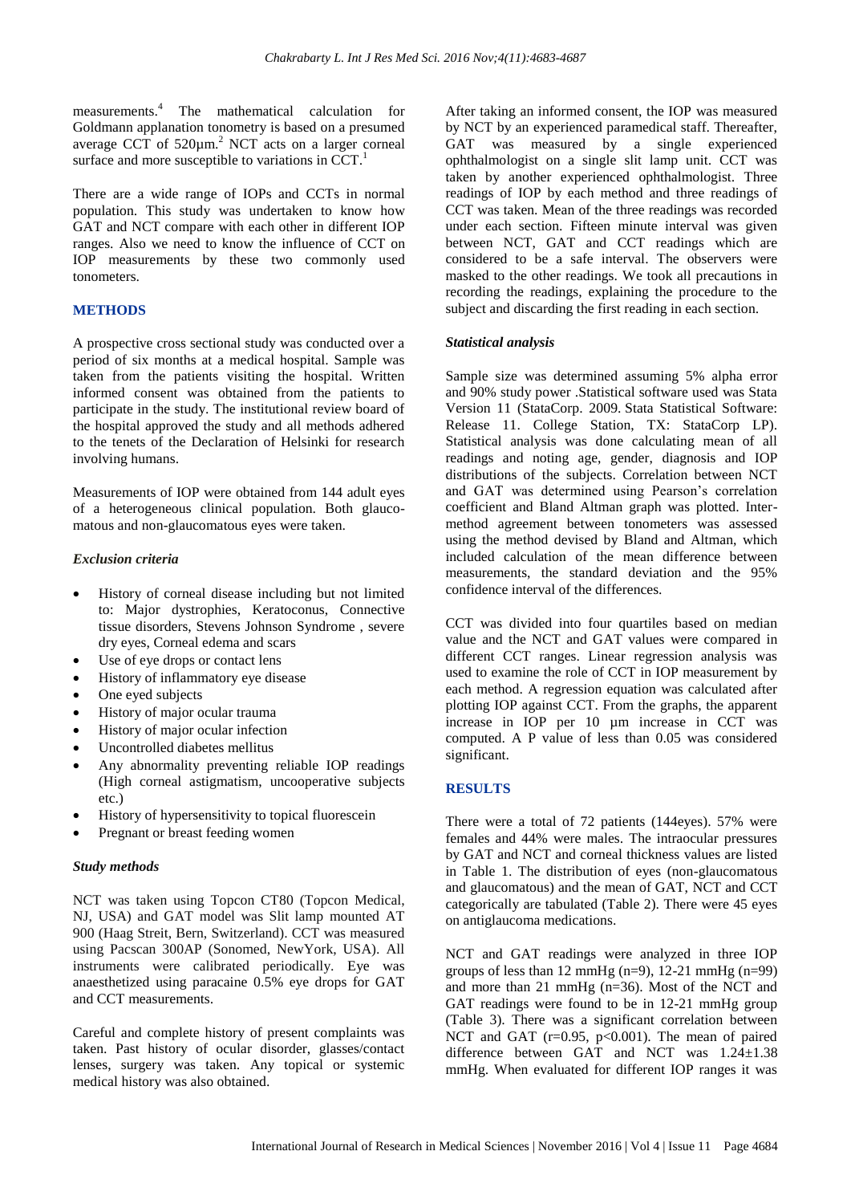measurements.[4] The mathematical calculation for Goldmann applanation tonometry is based on a presumed average CCT of 520µm.[2] NCT acts on a larger corneal surface and more susceptible to variations in CCT.[1]

There are a wide range of IOPs and CCTs in normal population. This study was undertaken to know how GAT and NCT compare with each other in different IOP ranges. Also we need to know the influence of CCT on IOP measurements by these two commonly used tonometers.

## METHODS

A prospective cross sectional study was conducted over a period of six months at a medical hospital. Sample was taken from the patients visiting the hospital. Written informed consent was obtained from the patients to participate in the study. The institutional review board of the hospital approved the study and all methods adhered to the tenets of the Declaration of Helsinki for research involving humans.

Measurements of IOP were obtained from 144 adult eyes of a heterogeneous clinical population. Both glaucomatous and non-glaucomatous eyes were taken.

### *Exclusion criteria*

- History of corneal disease including but not limited to: Major dystrophies, Keratoconus, Connective tissue disorders, Stevens Johnson Syndrome , severe dry eyes, Corneal edema and scars
- Use of eye drops or contact lens
- History of inflammatory eye disease
- One eyed subjects
- History of major ocular trauma
- History of major ocular infection
- Uncontrolled diabetes mellitus
- Any abnormality preventing reliable IOP readings (High corneal astigmatism, uncooperative subjects etc.)
- History of hypersensitivity to topical fluorescein
- Pregnant or breast feeding women

### *Study methods*

NCT was taken using Topcon CT80 (Topcon Medical, NJ, USA) and GAT model was Slit lamp mounted AT 900 (Haag Streit, Bern, Switzerland). CCT was measured using Pacscan 300AP (Sonomed, NewYork, USA). All instruments were calibrated periodically. Eye was anaesthetized using paracaine 0.5% eye drops for GAT and CCT measurements.

Careful and complete history of present complaints was taken. Past history of ocular disorder, glasses/contact lenses, surgery was taken. Any topical or systemic medical history was also obtained.

After taking an informed consent, the IOP was measured by NCT by an experienced paramedical staff. Thereafter, GAT was measured by a single experienced ophthalmologist on a single slit lamp unit. CCT was taken by another experienced ophthalmologist. Three readings of IOP by each method and three readings of CCT was taken. Mean of the three readings was recorded under each section. Fifteen minute interval was given between NCT, GAT and CCT readings which are considered to be a safe interval. The observers were masked to the other readings. We took all precautions in recording the readings, explaining the procedure to the subject and discarding the first reading in each section.

### *Statistical analysis*

Sample size was determined assuming 5% alpha error and 90% study power .Statistical software used was Stata Version 11 (StataCorp. 2009. Stata Statistical Software: Release 11. College Station, TX: StataCorp LP). Statistical analysis was done calculating mean of all readings and noting age, gender, diagnosis and IOP distributions of the subjects. Correlation between NCT and GAT was determined using Pearson's correlation coefficient and Bland Altman graph was plotted. Inter-method agreement between tonometers was assessed using the method devised by Bland and Altman, which included calculation of the mean difference between measurements, the standard deviation and the 95% confidence interval of the differences.

CCT was divided into four quartiles based on median value and the NCT and GAT values were compared in different CCT ranges. Linear regression analysis was used to examine the role of CCT in IOP measurement by each method. A regression equation was calculated after plotting IOP against CCT. From the graphs, the apparent increase in IOP per 10 µm increase in CCT was computed. A P value of less than 0.05 was considered significant.

## RESULTS

There were a total of 72 patients (144eyes). 57% were females and 44% were males. The intraocular pressures by GAT and NCT and corneal thickness values are listed in Table 1. The distribution of eyes (non-glaucomatous and glaucomatous) and the mean of GAT, NCT and CCT categorically are tabulated (Table 2). There were 45 eyes on antiglaucoma medications.

NCT and GAT readings were analyzed in three IOP groups of less than 12 mmHg (n=9), 12-21 mmHg (n=99) and more than 21 mmHg (n=36). Most of the NCT and GAT readings were found to be in 12-21 mmHg group (Table 3). There was a significant correlation between NCT and GAT ($r=0.95$, $p<0.001$). The mean of paired difference between GAT and NCT was 1.24±1.38 mmHg. When evaluated for different IOP ranges it was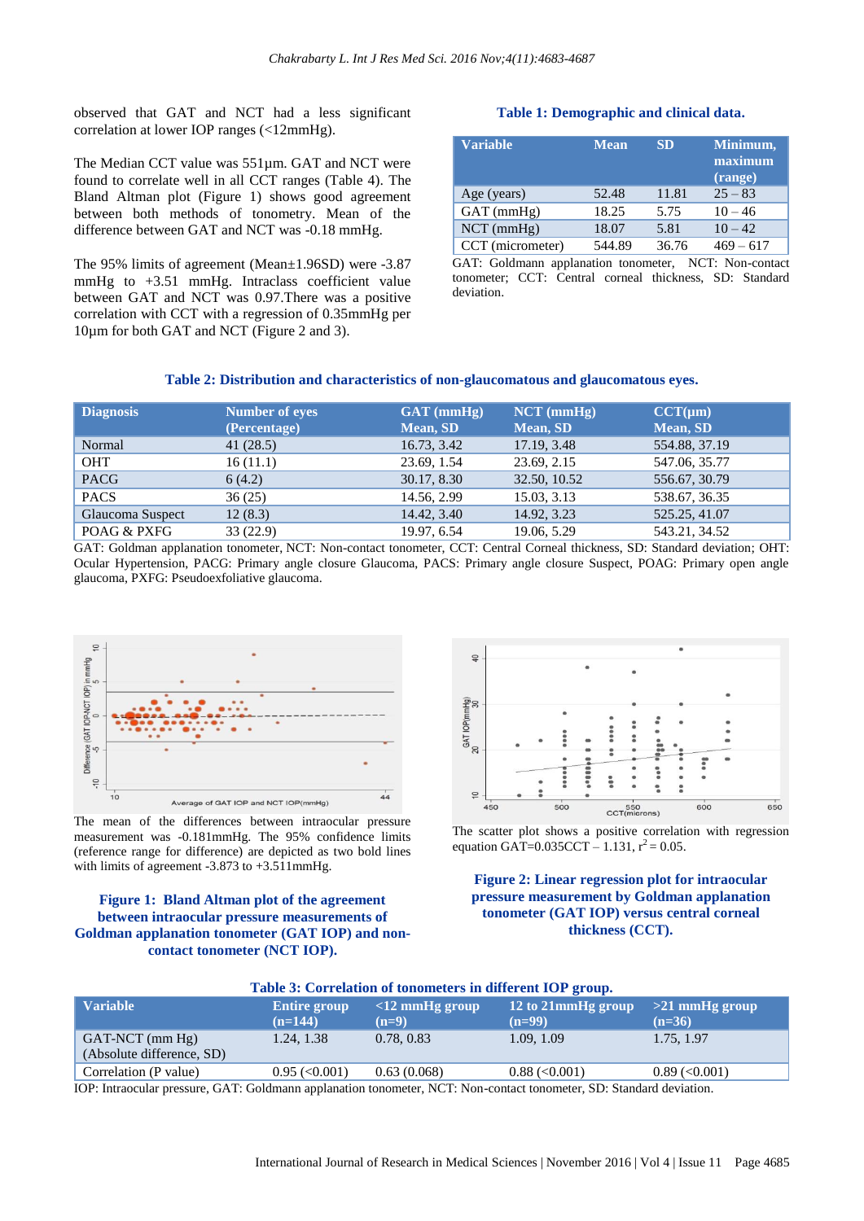observed that GAT and NCT had a less significant correlation at lower IOP ranges (<12mmHg).

The Median CCT value was 551µm. GAT and NCT were found to correlate well in all CCT ranges (Table 4). The Bland Altman plot (Figure 1) shows good agreement between both methods of tonometry. Mean of the difference between GAT and NCT was -0.18 mmHg.

The 95% limits of agreement (Mean±1.96SD) were -3.87 mmHg to +3.51 mmHg. Intraclass coefficient value between GAT and NCT was 0.97.There was a positive correlation with CCT with a regression of 0.35mmHg per 10µm for both GAT and NCT (Figure 2 and 3).

**Table 1: Demographic and clinical data.**

| Variable | Mean | SD | Minimum, maximum (range) |
|---|---|---|---|
| Age (years) | 52.48 | 11.81 | 25 – 83 |
| GAT (mmHg) | 18.25 | 5.75 | 10 – 46 |
| NCT (mmHg) | 18.07 | 5.81 | 10 – 42 |
| CCT (micrometer) | 544.89 | 36.76 | 469 – 617 |

GAT: Goldmann applanation tonometer, NCT: Non-contact tonometer; CCT: Central corneal thickness, SD: Standard deviation.

**Table 2: Distribution and characteristics of non-glaucomatous and glaucomatous eyes.**

| Diagnosis | Number of eyes (Percentage) | GAT (mmHg) Mean, SD | NCT (mmHg) Mean, SD | CCT(µm) Mean, SD |
|---|---|---|---|---|
| Normal | 41 (28.5) | 16.73, 3.42 | 17.19, 3.48 | 554.88, 37.19 |
| OHT | 16 (11.1) | 23.69, 1.54 | 23.69, 2.15 | 547.06, 35.77 |
| PACG | 6 (4.2) | 30.17, 8.30 | 32.50, 10.52 | 556.67, 30.79 |
| PACS | 36 (25) | 14.56, 2.99 | 15.03, 3.13 | 538.67, 36.35 |
| Glaucoma Suspect | 12 (8.3) | 14.42, 3.40 | 14.92, 3.23 | 525.25, 41.07 |
| POAG & PXFG | 33 (22.9) | 19.97, 6.54 | 19.06, 5.29 | 543.21, 34.52 |

GAT: Goldman applanation tonometer, NCT: Non-contact tonometer, CCT: Central Corneal thickness, SD: Standard deviation; OHT: Ocular Hypertension, PACG: Primary angle closure Glaucoma, PACS: Primary angle closure Suspect, POAG: Primary open angle glaucoma, PXFG: Pseudoexfoliative glaucoma.

The mean of the differences between intraocular pressure measurement was -0.181mmHg. The 95% confidence limits (reference range for difference) are depicted as two bold lines with limits of agreement -3.873 to +3.511mmHg.

**Figure 1: Bland Altman plot of the agreement between intraocular pressure measurements of Goldman applanation tonometer (GAT IOP) and non-contact tonometer (NCT IOP).**

The scatter plot shows a positive correlation with regression equation GAT=0.035CCT – 1.131, $r^2 = 0.05$.

**Figure 2: Linear regression plot for intraocular pressure measurement by Goldman applanation tonometer (GAT IOP) versus central corneal thickness (CCT).**

**Table 3: Correlation of tonometers in different IOP group.**

| Variable | Entire group (n=144) | <12 mmHg group (n=9) | 12 to 21mmHg group (n=99) | >21 mmHg group (n=36) |
|---|---|---|---|---|
| GAT-NCT (mm Hg) (Absolute difference, SD) | 1.24, 1.38 | 0.78, 0.83 | 1.09, 1.09 | 1.75, 1.97 |
| Correlation (P value) | 0.95 (<0.001) | 0.63 (0.068) | 0.88 (<0.001) | 0.89 (<0.001) |

IOP: Intraocular pressure, GAT: Goldmann applanation tonometer, NCT: Non-contact tonometer, SD: Standard deviation.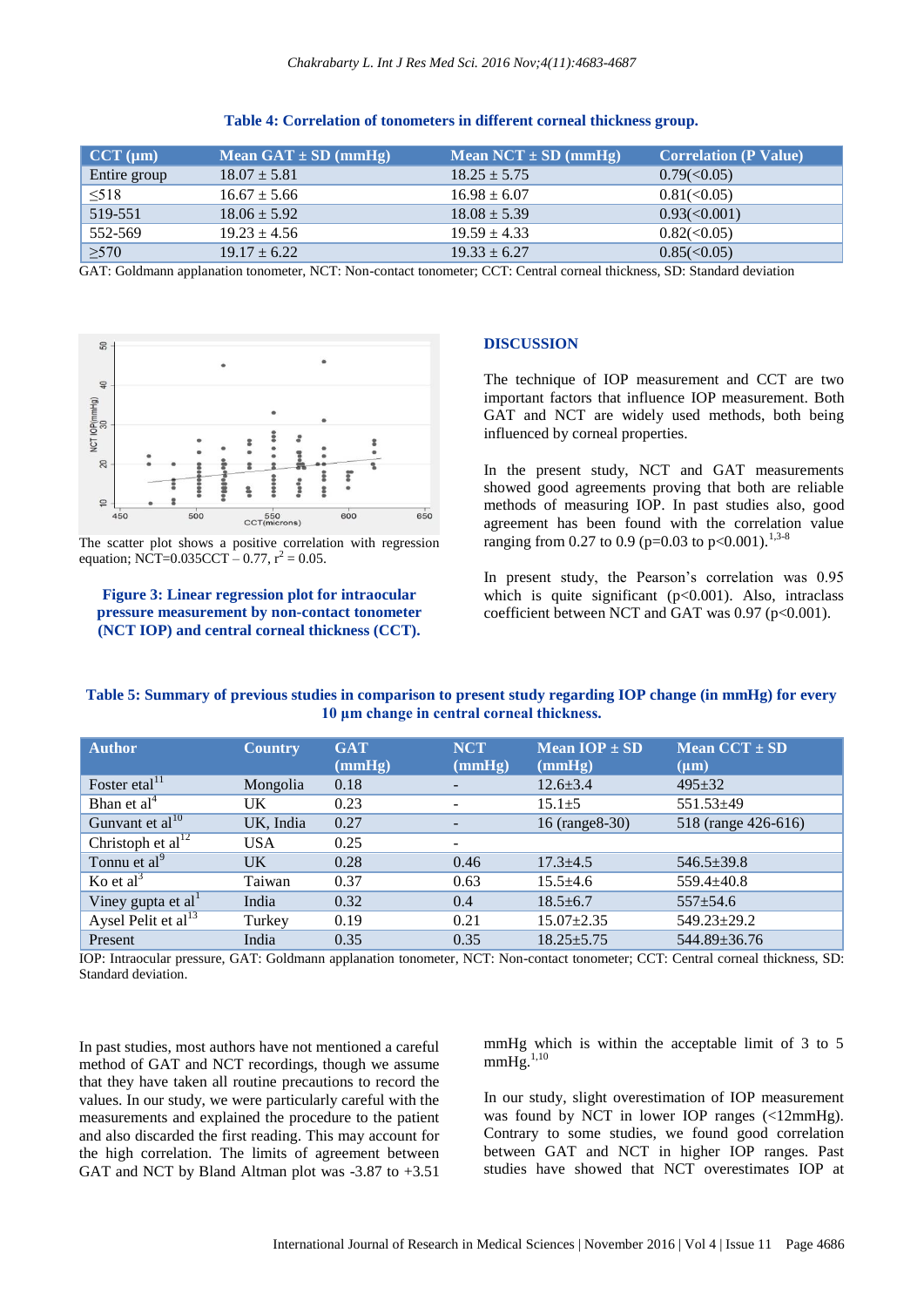**Table 4: Correlation of tonometers in different corneal thickness group.**

| CCT (µm) | Mean GAT ± SD (mmHg) | Mean NCT ± SD (mmHg) | Correlation (P Value) |
|---|---|---|---|
| Entire group | 18.07 ± 5.81 | 18.25 ± 5.75 | 0.79(<0.05) |
| ≤518 | 16.67 ± 5.66 | 16.98 ± 6.07 | 0.81(<0.05) |
| 519-551 | 18.06 ± 5.92 | 18.08 ± 5.39 | 0.93(<0.001) |
| 552-569 | 19.23 ± 4.56 | 19.59 ± 4.33 | 0.82(<0.05) |
| ≥570 | 19.17 ± 6.22 | 19.33 ± 6.27 | 0.85(<0.05) |

GAT: Goldmann applanation tonometer, NCT: Non-contact tonometer; CCT: Central corneal thickness, SD: Standard deviation

The scatter plot shows a positive correlation with regression equation; NCT=0.035CCT – 0.77, $r^2$ = 0.05.

**Figure 3: Linear regression plot for intraocular pressure measurement by non-contact tonometer (NCT IOP) and central corneal thickness (CCT).**

## DISCUSSION

The technique of IOP measurement and CCT are two important factors that influence IOP measurement. Both GAT and NCT are widely used methods, both being influenced by corneal properties.

In the present study, NCT and GAT measurements showed good agreements proving that both are reliable methods of measuring IOP. In past studies also, good agreement has been found with the correlation value ranging from 0.27 to 0.9 (p=0.03 to p<0.001).[1,3-8]

In present study, the Pearson's correlation was 0.95 which is quite significant (p<0.001). Also, intraclass coefficient between NCT and GAT was 0.97 (p<0.001).

**Table 5: Summary of previous studies in comparison to present study regarding IOP change (in mmHg) for every 10 µm change in central corneal thickness.**

| Author | Country | GAT (mmHg) | NCT (mmHg) | Mean IOP ± SD (mmHg) | Mean CCT ± SD (µm) |
|---|---|---|---|---|---|
| Foster etal[11] | Mongolia | 0.18 | - | 12.6±3.4 | 495±32 |
| Bhan et al[4] | UK | 0.23 | - | 15.1±5 | 551.53±49 |
| Gunvant et al[10] | UK, India | 0.27 | - | 16 (range8-30) | 518 (range 426-616) |
| Christoph et al[12] | USA | 0.25 | - | | |
| Tonnu et al[9] | UK | 0.28 | 0.46 | 17.3±4.5 | 546.5±39.8 |
| Ko et al[3] | Taiwan | 0.37 | 0.63 | 15.5±4.6 | 559.4±40.8 |
| Viney gupta et al[1] | India | 0.32 | 0.4 | 18.5±6.7 | 557±54.6 |
| Aysel Pelit et al[13] | Turkey | 0.19 | 0.21 | 15.07±2.35 | 549.23±29.2 |
| Present | India | 0.35 | 0.35 | 18.25±5.75 | 544.89±36.76 |

IOP: Intraocular pressure, GAT: Goldmann applanation tonometer, NCT: Non-contact tonometer; CCT: Central corneal thickness, SD: Standard deviation.

In past studies, most authors have not mentioned a careful method of GAT and NCT recordings, though we assume that they have taken all routine precautions to record the values. In our study, we were particularly careful with the measurements and explained the procedure to the patient and also discarded the first reading. This may account for the high correlation. The limits of agreement between GAT and NCT by Bland Altman plot was -3.87 to +3.51 mmHg which is within the acceptable limit of 3 to 5 mmHg.[1,10]

In our study, slight overestimation of IOP measurement was found by NCT in lower IOP ranges (<12mmHg). Contrary to some studies, we found good correlation between GAT and NCT in higher IOP ranges. Past studies have showed that NCT overestimates IOP at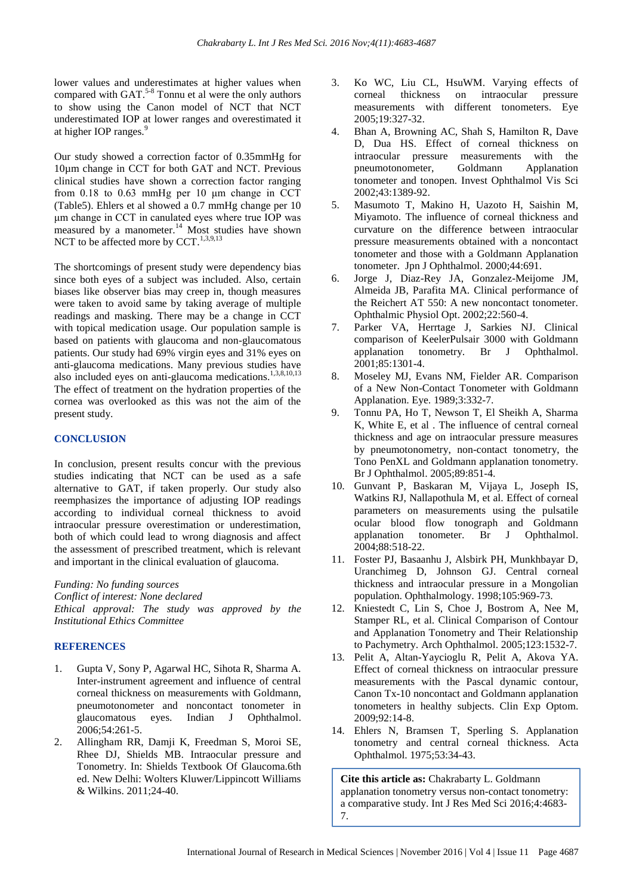lower values and underestimates at higher values when compared with GAT.[5-8] Tonnu et al were the only authors to show using the Canon model of NCT that NCT underestimated IOP at lower ranges and overestimated it at higher IOP ranges.[9]

Our study showed a correction factor of 0.35mmHg for 10µm change in CCT for both GAT and NCT. Previous clinical studies have shown a correction factor ranging from 0.18 to 0.63 mmHg per 10 µm change in CCT (Table5). Ehlers et al showed a 0.7 mmHg change per 10 µm change in CCT in canulated eyes where true IOP was measured by a manometer.[14] Most studies have shown NCT to be affected more by CCT.[1,3,9,13]

The shortcomings of present study were dependency bias since both eyes of a subject was included. Also, certain biases like observer bias may creep in, though measures were taken to avoid same by taking average of multiple readings and masking. There may be a change in CCT with topical medication usage. Our population sample is based on patients with glaucoma and non-glaucomatous patients. Our study had 69% virgin eyes and 31% eyes on anti-glaucoma medications. Many previous studies have also included eyes on anti-glaucoma medications.[1,3,8,10,13] The effect of treatment on the hydration properties of the cornea was overlooked as this was not the aim of the present study.

## CONCLUSION

In conclusion, present results concur with the previous studies indicating that NCT can be used as a safe alternative to GAT, if taken properly. Our study also reemphasizes the importance of adjusting IOP readings according to individual corneal thickness to avoid intraocular pressure overestimation or underestimation, both of which could lead to wrong diagnosis and affect the assessment of prescribed treatment, which is relevant and important in the clinical evaluation of glaucoma.

*Funding: No funding sources*
*Conflict of interest: None declared*
*Ethical approval: The study was approved by the Institutional Ethics Committee*

## REFERENCES

1. Gupta V, Sony P, Agarwal HC, Sihota R, Sharma A. Inter-instrument agreement and influence of central corneal thickness on measurements with Goldmann, pneumotonometer and noncontact tonometer in glaucomatous eyes. Indian J Ophthalmol. 2006;54:261-5.
2. Allingham RR, Damji K, Freedman S, Moroi SE, Rhee DJ, Shields MB. Intraocular pressure and Tonometry. In: Shields Textbook Of Glaucoma.6th ed. New Delhi: Wolters Kluwer/Lippincott Williams & Wilkins. 2011;24-40.
3. Ko WC, Liu CL, HsuWM. Varying effects of corneal thickness on intraocular pressure measurements with different tonometers. Eye 2005;19:327-32.
4. Bhan A, Browning AC, Shah S, Hamilton R, Dave D, Dua HS. Effect of corneal thickness on intraocular pressure measurements with the pneumotonometer, Goldmann Applanation tonometer and tonopen. Invest Ophthalmol Vis Sci 2002;43:1389-92.
5. Masumoto T, Makino H, Uazoto H, Saishin M, Miyamoto. The influence of corneal thickness and curvature on the difference between intraocular pressure measurements obtained with a noncontact tonometer and those with a Goldmann Applanation tonometer. Jpn J Ophthalmol. 2000;44:691.
6. Jorge J, Diaz-Rey JA, Gonzalez-Meijome JM, Almeida JB, Parafita MA. Clinical performance of the Reichert AT 550: A new noncontact tonometer. Ophthalmic Physiol Opt. 2002;22:560-4.
7. Parker VA, Herrtage J, Sarkies NJ. Clinical comparison of KeelerPulsair 3000 with Goldmann applanation tonometry. Br J Ophthalmol. 2001;85:1301-4.
8. Moseley MJ, Evans NM, Fielder AR. Comparison of a New Non-Contact Tonometer with Goldmann Applanation. Eye. 1989;3:332-7.
9. Tonnu PA, Ho T, Newson T, El Sheikh A, Sharma K, White E, et al . The influence of central corneal thickness and age on intraocular pressure measures by pneumotonometry, non-contact tonometry, the Tono PenXL and Goldmann applanation tonometry. Br J Ophthalmol. 2005;89:851-4.
10. Gunvant P, Baskaran M, Vijaya L, Joseph IS, Watkins RJ, Nallapothula M, et al. Effect of corneal parameters on measurements using the pulsatile ocular blood flow tonograph and Goldmann applanation tonometer. Br J Ophthalmol. 2004;88:518-22.
11. Foster PJ, Basaanhu J, Alsbirk PH, Munkhbayar D, Uranchimeg D, Johnson GJ. Central corneal thickness and intraocular pressure in a Mongolian population. Ophthalmology. 1998;105:969-73.
12. Kniestedt C, Lin S, Choe J, Bostrom A, Nee M, Stamper RL, et al. Clinical Comparison of Contour and Applanation Tonometry and Their Relationship to Pachymetry. Arch Ophthalmol. 2005;123:1532-7.
13. Pelit A, Altan-Yaycioglu R, Pelit A, Akova YA. Effect of corneal thickness on intraocular pressure measurements with the Pascal dynamic contour, Canon Tx-10 noncontact and Goldmann applanation tonometers in healthy subjects. Clin Exp Optom. 2009;92:14-8.
14. Ehlers N, Bramsen T, Sperling S. Applanation tonometry and central corneal thickness. Acta Ophthalmol. 1975;53:34-43.

**Cite this article as:** Chakrabarty L. Goldmann applanation tonometry versus non-contact tonometry: a comparative study. Int J Res Med Sci 2016;4:4683-7.